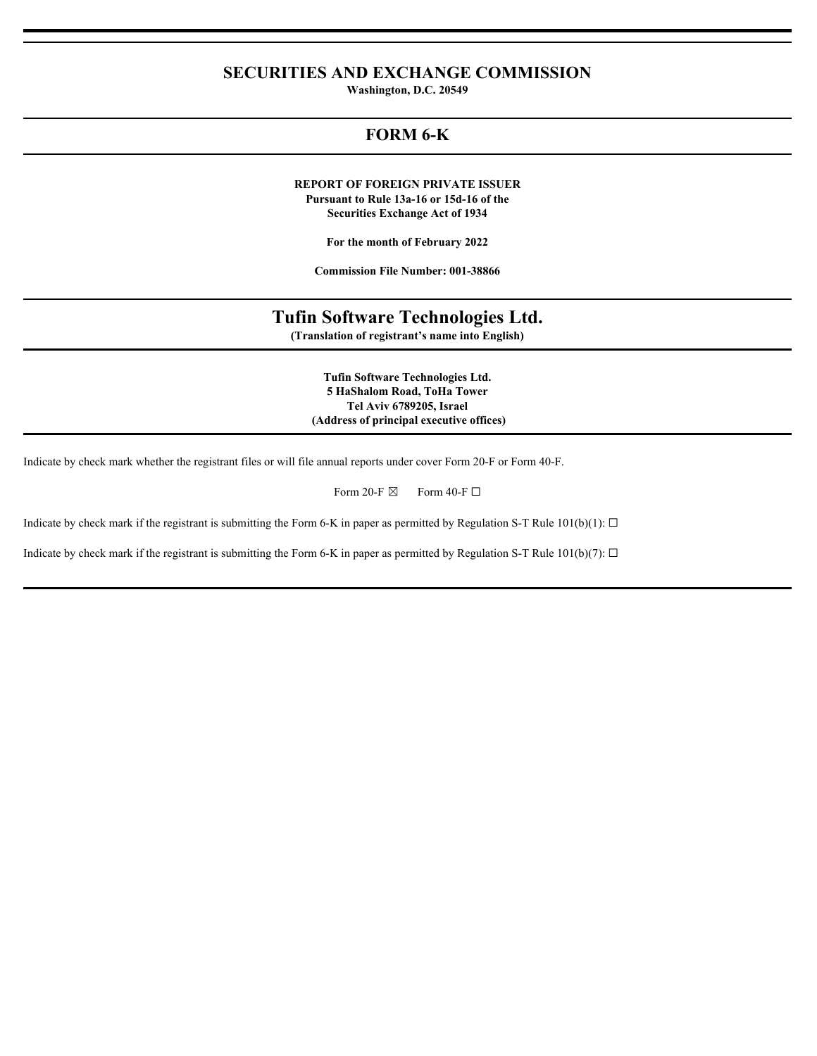# SECURITIES AND EXCHANGE COMMISSION

**Washington, D.C. 20549**

## FORM 6-K

**REPORT OF FOREIGN PRIVATE ISSUER**
**Pursuant to Rule 13a-16 or 15d-16 of the**
**Securities Exchange Act of 1934**

**For the month of February 2022**

**Commission File Number: 001-38866**

# Tufin Software Technologies Ltd.

**(Translation of registrant's name into English)**

**Tufin Software Technologies Ltd.**
**5 HaShalom Road, ToHa Tower**
**Tel Aviv 6789205, Israel**
**(Address of principal executive offices)**

Indicate by check mark whether the registrant files or will file annual reports under cover Form 20-F or Form 40-F.

Form 20-F ☒ Form 40-F ☐

Indicate by check mark if the registrant is submitting the Form 6-K in paper as permitted by Regulation S-T Rule 101(b)(1): ☐

Indicate by check mark if the registrant is submitting the Form 6-K in paper as permitted by Regulation S-T Rule 101(b)(7): ☐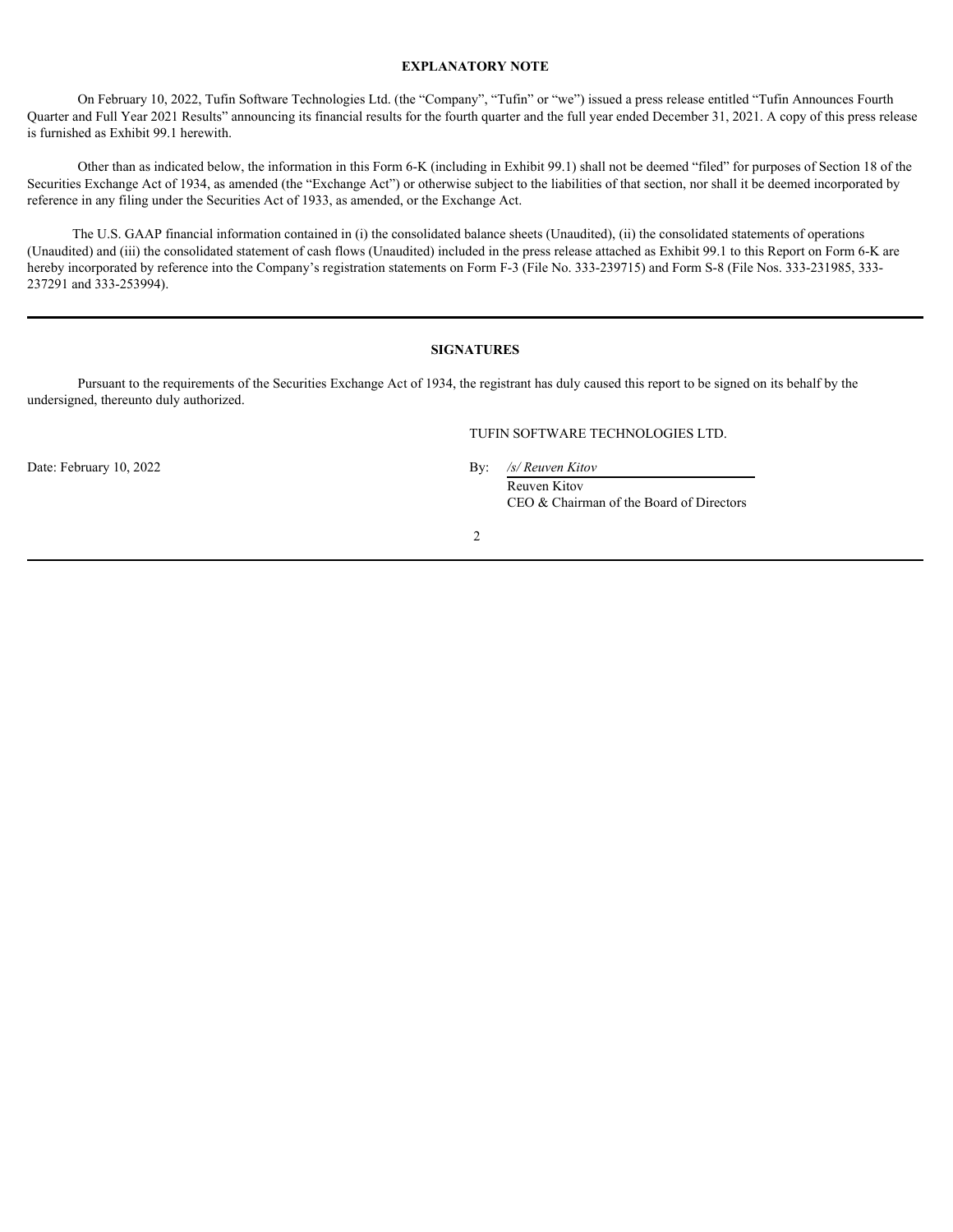## EXPLANATORY NOTE

On February 10, 2022, Tufin Software Technologies Ltd. (the "Company", "Tufin" or "we") issued a press release entitled "Tufin Announces Fourth Quarter and Full Year 2021 Results" announcing its financial results for the fourth quarter and the full year ended December 31, 2021. A copy of this press release is furnished as Exhibit 99.1 herewith.

Other than as indicated below, the information in this Form 6-K (including in Exhibit 99.1) shall not be deemed "filed" for purposes of Section 18 of the Securities Exchange Act of 1934, as amended (the "Exchange Act") or otherwise subject to the liabilities of that section, nor shall it be deemed incorporated by reference in any filing under the Securities Act of 1933, as amended, or the Exchange Act.

The U.S. GAAP financial information contained in (i) the consolidated balance sheets (Unaudited), (ii) the consolidated statements of operations (Unaudited) and (iii) the consolidated statement of cash flows (Unaudited) included in the press release attached as Exhibit 99.1 to this Report on Form 6-K are hereby incorporated by reference into the Company's registration statements on Form F-3 (File No. 333-239715) and Form S-8 (File Nos. 333-231985, 333-237291 and 333-253994).

---

## SIGNATURES

Pursuant to the requirements of the Securities Exchange Act of 1934, the registrant has duly caused this report to be signed on its behalf by the undersigned, thereunto duly authorized.

TUFIN SOFTWARE TECHNOLOGIES LTD.

Date: February 10, 2022

By: */s/ Reuven Kitov*
Reuven Kitov
CEO & Chairman of the Board of Directors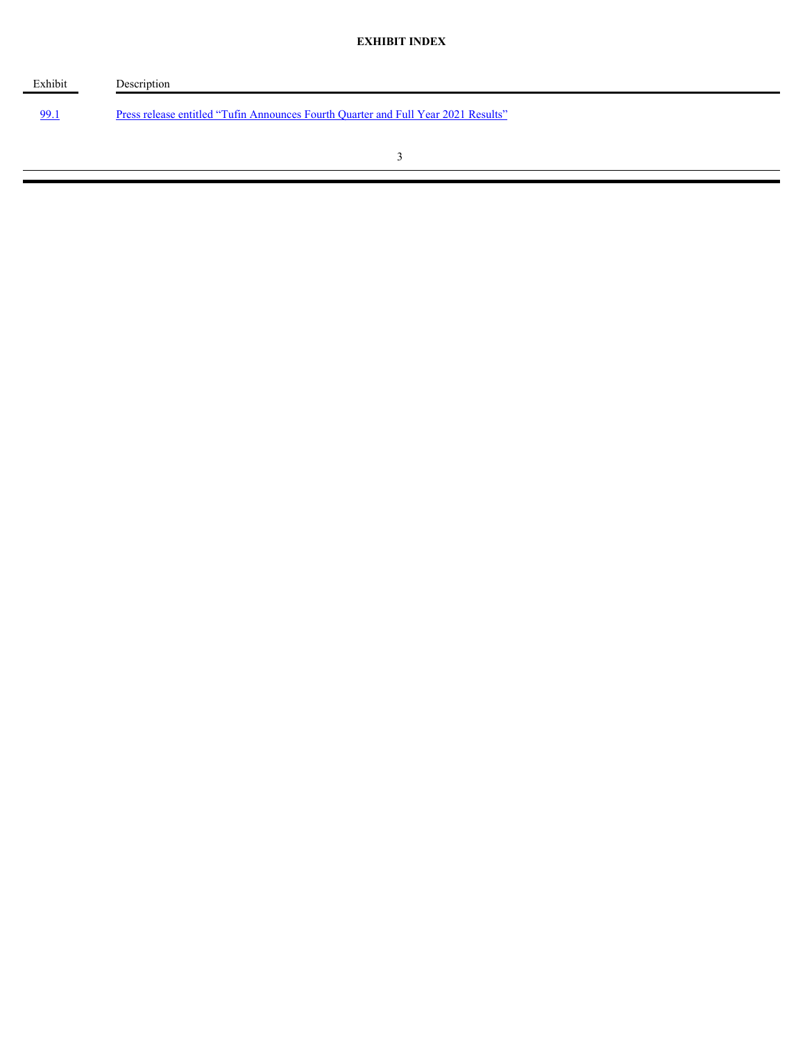**EXHIBIT INDEX**

| Exhibit | Description |
| --- | --- |
| 99.1 | Press release entitled “Tufin Announces Fourth Quarter and Full Year 2021 Results” |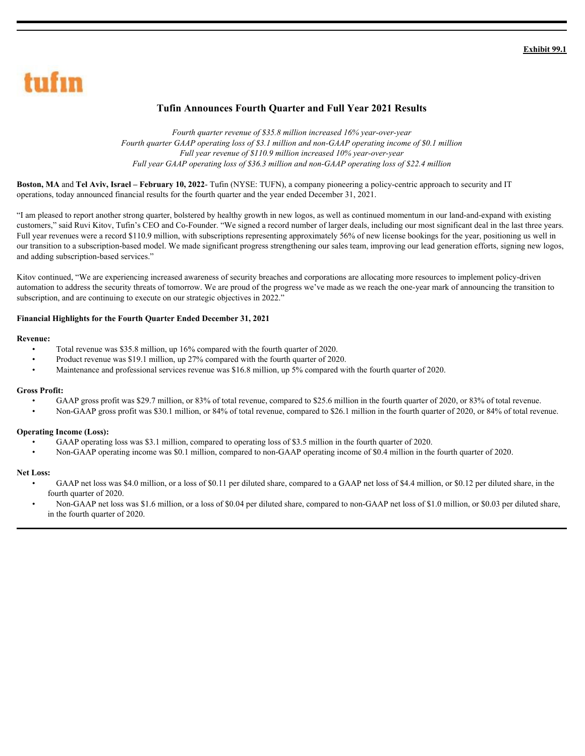**Exhibit 99.1**

tufin

# Tufin Announces Fourth Quarter and Full Year 2021 Results

*Fourth quarter revenue of $35.8 million increased 16% year-over-year*
*Fourth quarter GAAP operating loss of $3.1 million and non-GAAP operating income of $0.1 million*
*Full year revenue of $110.9 million increased 10% year-over-year*
*Full year GAAP operating loss of $36.3 million and non-GAAP operating loss of $22.4 million*

**Boston, MA** and **Tel Aviv, Israel – February 10, 2022**- Tufin (NYSE: TUFN), a company pioneering a policy-centric approach to security and IT operations, today announced financial results for the fourth quarter and the year ended December 31, 2021.

"I am pleased to report another strong quarter, bolstered by healthy growth in new logos, as well as continued momentum in our land-and-expand with existing customers," said Ruvi Kitov, Tufin's CEO and Co-Founder. "We signed a record number of larger deals, including our most significant deal in the last three years. Full year revenues were a record $110.9 million, with subscriptions representing approximately 56% of new license bookings for the year, positioning us well in our transition to a subscription-based model. We made significant progress strengthening our sales team, improving our lead generation efforts, signing new logos, and adding subscription-based services."

Kitov continued, "We are experiencing increased awareness of security breaches and corporations are allocating more resources to implement policy-driven automation to address the security threats of tomorrow. We are proud of the progress we've made as we reach the one-year mark of announcing the transition to subscription, and are continuing to execute on our strategic objectives in 2022."

**Financial Highlights for the Fourth Quarter Ended December 31, 2021**

**Revenue:**

- Total revenue was $35.8 million, up 16% compared with the fourth quarter of 2020.
- Product revenue was $19.1 million, up 27% compared with the fourth quarter of 2020.
- Maintenance and professional services revenue was $16.8 million, up 5% compared with the fourth quarter of 2020.

**Gross Profit:**

- GAAP gross profit was $29.7 million, or 83% of total revenue, compared to $25.6 million in the fourth quarter of 2020, or 83% of total revenue.
- Non-GAAP gross profit was $30.1 million, or 84% of total revenue, compared to $26.1 million in the fourth quarter of 2020, or 84% of total revenue.

**Operating Income (Loss):**

- GAAP operating loss was $3.1 million, compared to operating loss of $3.5 million in the fourth quarter of 2020.
- Non-GAAP operating income was $0.1 million, compared to non-GAAP operating income of $0.4 million in the fourth quarter of 2020.

**Net Loss:**

- GAAP net loss was $4.0 million, or a loss of $0.11 per diluted share, compared to a GAAP net loss of $4.4 million, or $0.12 per diluted share, in the fourth quarter of 2020.
- Non-GAAP net loss was $1.6 million, or a loss of $0.04 per diluted share, compared to non-GAAP net loss of $1.0 million, or $0.03 per diluted share, in the fourth quarter of 2020.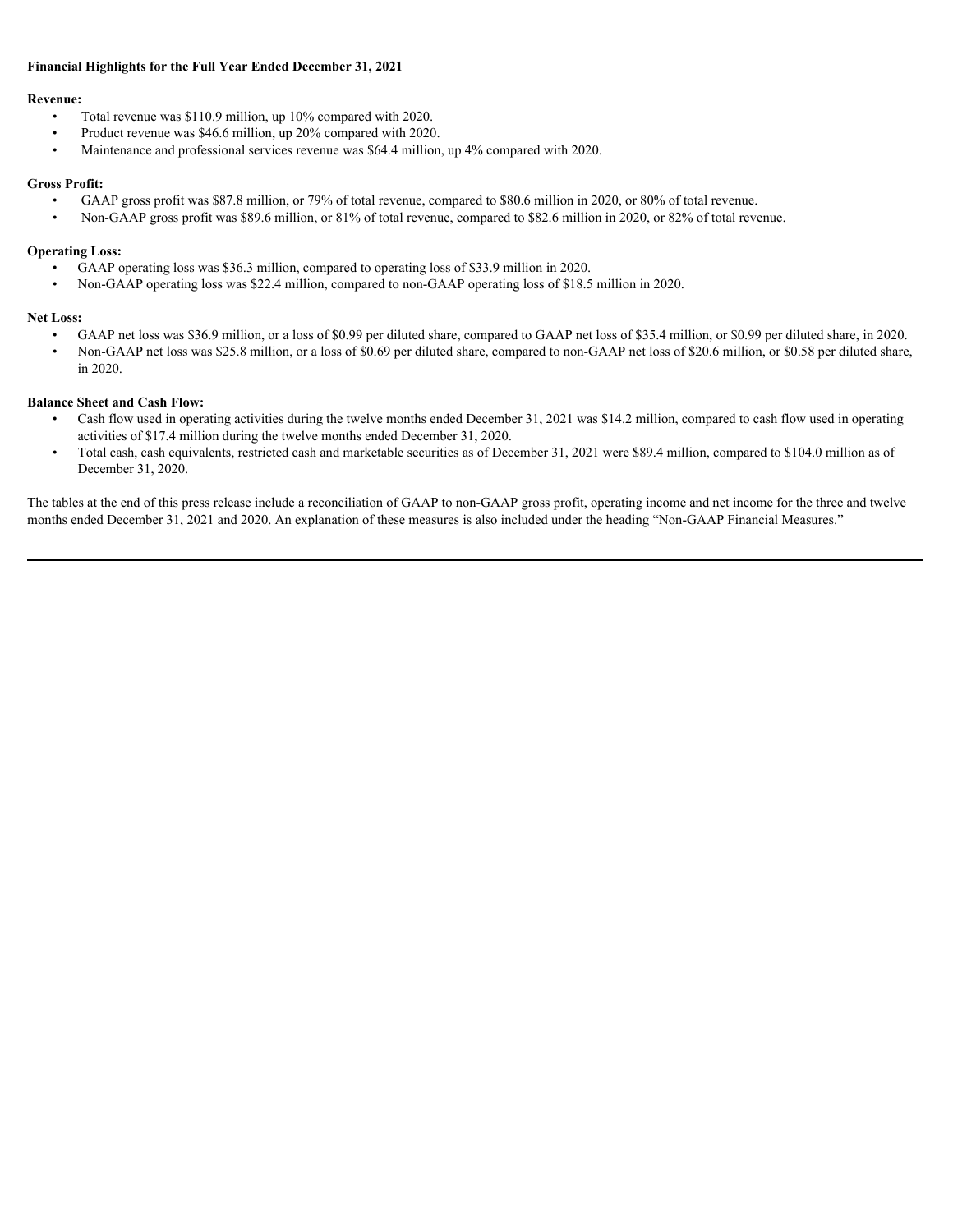**Financial Highlights for the Full Year Ended December 31, 2021**

**Revenue:**

- Total revenue was $110.9 million, up 10% compared with 2020.
- Product revenue was $46.6 million, up 20% compared with 2020.
- Maintenance and professional services revenue was $64.4 million, up 4% compared with 2020.

**Gross Profit:**

- GAAP gross profit was $87.8 million, or 79% of total revenue, compared to $80.6 million in 2020, or 80% of total revenue.
- Non-GAAP gross profit was $89.6 million, or 81% of total revenue, compared to $82.6 million in 2020, or 82% of total revenue.

**Operating Loss:**

- GAAP operating loss was $36.3 million, compared to operating loss of $33.9 million in 2020.
- Non-GAAP operating loss was $22.4 million, compared to non-GAAP operating loss of $18.5 million in 2020.

**Net Loss:**

- GAAP net loss was $36.9 million, or a loss of $0.99 per diluted share, compared to GAAP net loss of $35.4 million, or $0.99 per diluted share, in 2020.
- Non-GAAP net loss was $25.8 million, or a loss of $0.69 per diluted share, compared to non-GAAP net loss of $20.6 million, or $0.58 per diluted share, in 2020.

**Balance Sheet and Cash Flow:**

- Cash flow used in operating activities during the twelve months ended December 31, 2021 was $14.2 million, compared to cash flow used in operating activities of $17.4 million during the twelve months ended December 31, 2020.
- Total cash, cash equivalents, restricted cash and marketable securities as of December 31, 2021 were $89.4 million, compared to $104.0 million as of December 31, 2020.

The tables at the end of this press release include a reconciliation of GAAP to non-GAAP gross profit, operating income and net income for the three and twelve months ended December 31, 2021 and 2020. An explanation of these measures is also included under the heading "Non-GAAP Financial Measures."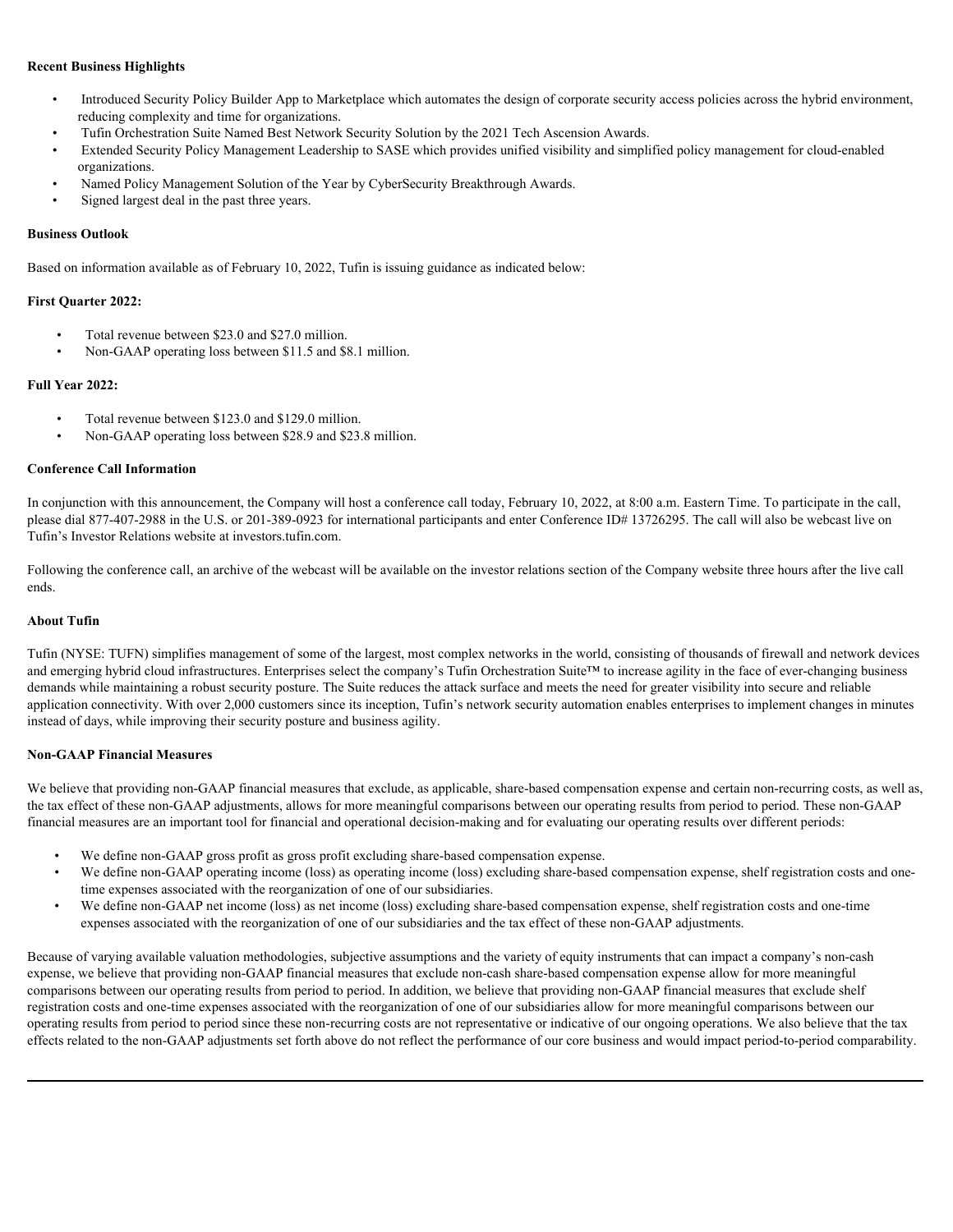**Recent Business Highlights**

- Introduced Security Policy Builder App to Marketplace which automates the design of corporate security access policies across the hybrid environment, reducing complexity and time for organizations.
- Tufin Orchestration Suite Named Best Network Security Solution by the 2021 Tech Ascension Awards.
- Extended Security Policy Management Leadership to SASE which provides unified visibility and simplified policy management for cloud-enabled organizations.
- Named Policy Management Solution of the Year by CyberSecurity Breakthrough Awards.
- Signed largest deal in the past three years.

**Business Outlook**

Based on information available as of February 10, 2022, Tufin is issuing guidance as indicated below:

**First Quarter 2022:**

- Total revenue between $23.0 and $27.0 million.
- Non-GAAP operating loss between $11.5 and $8.1 million.

**Full Year 2022:**

- Total revenue between $123.0 and $129.0 million.
- Non-GAAP operating loss between $28.9 and $23.8 million.

**Conference Call Information**

In conjunction with this announcement, the Company will host a conference call today, February 10, 2022, at 8:00 a.m. Eastern Time. To participate in the call, please dial 877-407-2988 in the U.S. or 201-389-0923 for international participants and enter Conference ID# 13726295. The call will also be webcast live on Tufin's Investor Relations website at investors.tufin.com.

Following the conference call, an archive of the webcast will be available on the investor relations section of the Company website three hours after the live call ends.

**About Tufin**

Tufin (NYSE: TUFN) simplifies management of some of the largest, most complex networks in the world, consisting of thousands of firewall and network devices and emerging hybrid cloud infrastructures. Enterprises select the company's Tufin Orchestration Suite™ to increase agility in the face of ever-changing business demands while maintaining a robust security posture. The Suite reduces the attack surface and meets the need for greater visibility into secure and reliable application connectivity. With over 2,000 customers since its inception, Tufin's network security automation enables enterprises to implement changes in minutes instead of days, while improving their security posture and business agility.

**Non-GAAP Financial Measures**

We believe that providing non-GAAP financial measures that exclude, as applicable, share-based compensation expense and certain non-recurring costs, as well as, the tax effect of these non-GAAP adjustments, allows for more meaningful comparisons between our operating results from period to period. These non-GAAP financial measures are an important tool for financial and operational decision-making and for evaluating our operating results over different periods:

- We define non-GAAP gross profit as gross profit excluding share-based compensation expense.
- We define non-GAAP operating income (loss) as operating income (loss) excluding share-based compensation expense, shelf registration costs and one-time expenses associated with the reorganization of one of our subsidiaries.
- We define non-GAAP net income (loss) as net income (loss) excluding share-based compensation expense, shelf registration costs and one-time expenses associated with the reorganization of one of our subsidiaries and the tax effect of these non-GAAP adjustments.

Because of varying available valuation methodologies, subjective assumptions and the variety of equity instruments that can impact a company's non-cash expense, we believe that providing non-GAAP financial measures that exclude non-cash share-based compensation expense allow for more meaningful comparisons between our operating results from period to period. In addition, we believe that providing non-GAAP financial measures that exclude shelf registration costs and one-time expenses associated with the reorganization of one of our subsidiaries allow for more meaningful comparisons between our operating results from period to period since these non-recurring costs are not representative or indicative of our ongoing operations. We also believe that the tax effects related to the non-GAAP adjustments set forth above do not reflect the performance of our core business and would impact period-to-period comparability.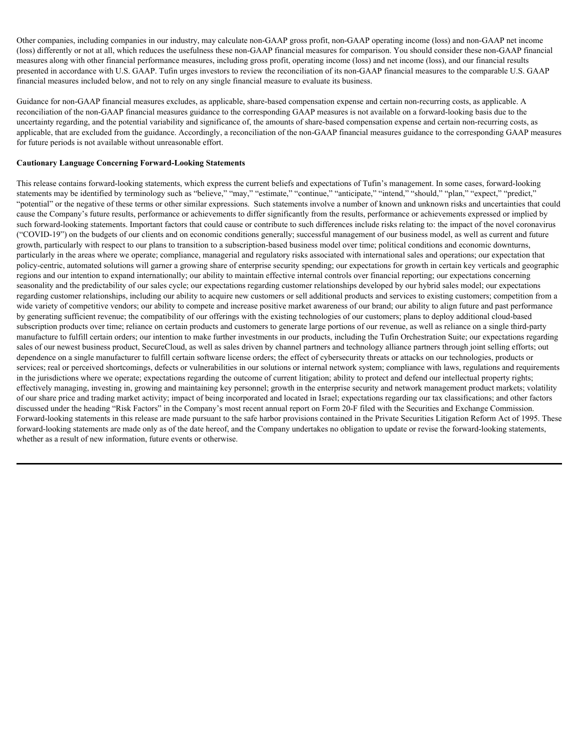Other companies, including companies in our industry, may calculate non-GAAP gross profit, non-GAAP operating income (loss) and non-GAAP net income (loss) differently or not at all, which reduces the usefulness these non-GAAP financial measures for comparison. You should consider these non-GAAP financial measures along with other financial performance measures, including gross profit, operating income (loss) and net income (loss), and our financial results presented in accordance with U.S. GAAP. Tufin urges investors to review the reconciliation of its non-GAAP financial measures to the comparable U.S. GAAP financial measures included below, and not to rely on any single financial measure to evaluate its business.

Guidance for non-GAAP financial measures excludes, as applicable, share-based compensation expense and certain non-recurring costs, as applicable. A reconciliation of the non-GAAP financial measures guidance to the corresponding GAAP measures is not available on a forward-looking basis due to the uncertainty regarding, and the potential variability and significance of, the amounts of share-based compensation expense and certain non-recurring costs, as applicable, that are excluded from the guidance. Accordingly, a reconciliation of the non-GAAP financial measures guidance to the corresponding GAAP measures for future periods is not available without unreasonable effort.

**Cautionary Language Concerning Forward-Looking Statements**

This release contains forward-looking statements, which express the current beliefs and expectations of Tufin's management. In some cases, forward-looking statements may be identified by terminology such as "believe," "may," "estimate," "continue," "anticipate," "intend," "should," "plan," "expect," "predict," "potential" or the negative of these terms or other similar expressions. Such statements involve a number of known and unknown risks and uncertainties that could cause the Company's future results, performance or achievements to differ significantly from the results, performance or achievements expressed or implied by such forward-looking statements. Important factors that could cause or contribute to such differences include risks relating to: the impact of the novel coronavirus ("COVID-19") on the budgets of our clients and on economic conditions generally; successful management of our business model, as well as current and future growth, particularly with respect to our plans to transition to a subscription-based business model over time; political conditions and economic downturns, particularly in the areas where we operate; compliance, managerial and regulatory risks associated with international sales and operations; our expectation that policy-centric, automated solutions will garner a growing share of enterprise security spending; our expectations for growth in certain key verticals and geographic regions and our intention to expand internationally; our ability to maintain effective internal controls over financial reporting; our expectations concerning seasonality and the predictability of our sales cycle; our expectations regarding customer relationships developed by our hybrid sales model; our expectations regarding customer relationships, including our ability to acquire new customers or sell additional products and services to existing customers; competition from a wide variety of competitive vendors; our ability to compete and increase positive market awareness of our brand; our ability to align future and past performance by generating sufficient revenue; the compatibility of our offerings with the existing technologies of our customers; plans to deploy additional cloud-based subscription products over time; reliance on certain products and customers to generate large portions of our revenue, as well as reliance on a single third-party manufacture to fulfill certain orders; our intention to make further investments in our products, including the Tufin Orchestration Suite; our expectations regarding sales of our newest business product, SecureCloud, as well as sales driven by channel partners and technology alliance partners through joint selling efforts; out dependence on a single manufacturer to fulfill certain software license orders; the effect of cybersecurity threats or attacks on our technologies, products or services; real or perceived shortcomings, defects or vulnerabilities in our solutions or internal network system; compliance with laws, regulations and requirements in the jurisdictions where we operate; expectations regarding the outcome of current litigation; ability to protect and defend our intellectual property rights; effectively managing, investing in, growing and maintaining key personnel; growth in the enterprise security and network management product markets; volatility of our share price and trading market activity; impact of being incorporated and located in Israel; expectations regarding our tax classifications; and other factors discussed under the heading "Risk Factors" in the Company's most recent annual report on Form 20-F filed with the Securities and Exchange Commission. Forward-looking statements in this release are made pursuant to the safe harbor provisions contained in the Private Securities Litigation Reform Act of 1995. These forward-looking statements are made only as of the date hereof, and the Company undertakes no obligation to update or revise the forward-looking statements, whether as a result of new information, future events or otherwise.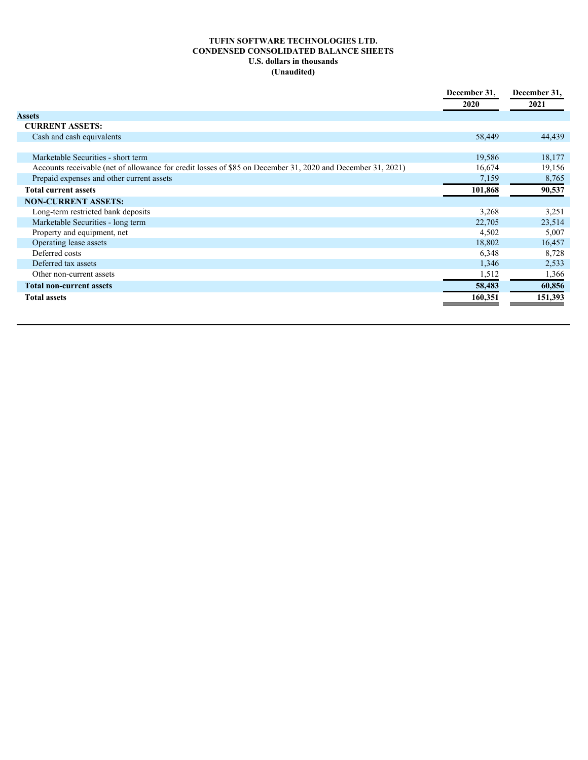**TUFIN SOFTWARE TECHNOLOGIES LTD.**
**CONDENSED CONSOLIDATED BALANCE SHEETS**
**U.S. dollars in thousands**
**(Unaudited)**

| | December 31, 2020 | December 31, 2021 |
|---|---|---|
| **Assets** | | |
| **CURRENT ASSETS:** | | |
| Cash and cash equivalents | 58,449 | 44,439 |
| Marketable Securities - short term | 19,586 | 18,177 |
| Accounts receivable (net of allowance for credit losses of $85 on December 31, 2020 and December 31, 2021) | 16,674 | 19,156 |
| Prepaid expenses and other current assets | 7,159 | 8,765 |
| **Total current assets** | **101,868** | **90,537** |
| **NON-CURRENT ASSETS:** | | |
| Long-term restricted bank deposits | 3,268 | 3,251 |
| Marketable Securities - long term | 22,705 | 23,514 |
| Property and equipment, net | 4,502 | 5,007 |
| Operating lease assets | 18,802 | 16,457 |
| Deferred costs | 6,348 | 8,728 |
| Deferred tax assets | 1,346 | 2,533 |
| Other non-current assets | 1,512 | 1,366 |
| **Total non-current assets** | **58,483** | **60,856** |
| **Total assets** | **160,351** | **151,393** |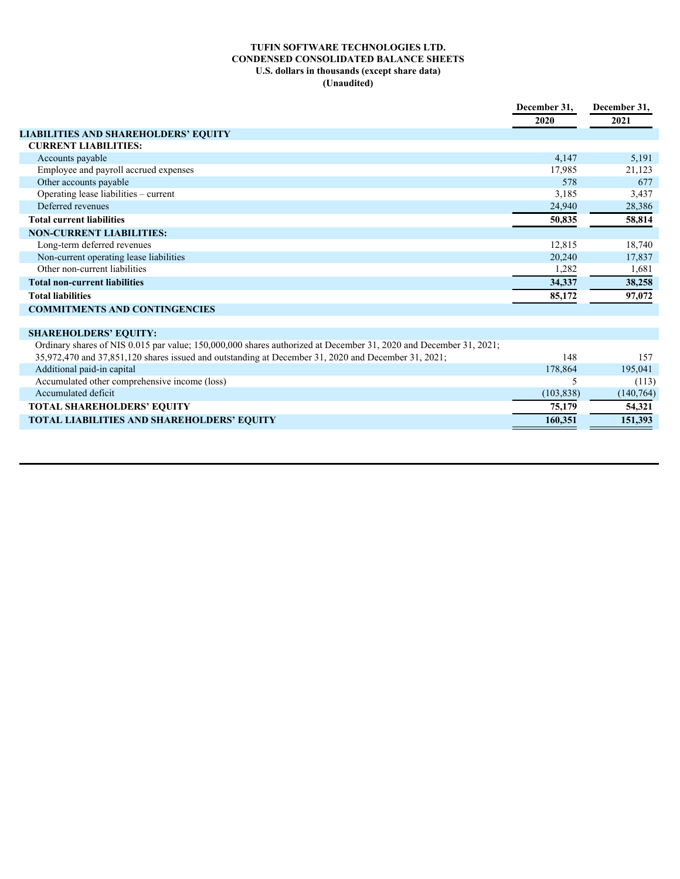**TUFIN SOFTWARE TECHNOLOGIES LTD.**
**CONDENSED CONSOLIDATED BALANCE SHEETS**
**U.S. dollars in thousands (except share data)**
**(Unaudited)**

| | December 31, 2020 | December 31, 2021 |
|---|---|---|
| **LIABILITIES AND SHAREHOLDERS' EQUITY** | | |
| **CURRENT LIABILITIES:** | | |
| Accounts payable | 4,147 | 5,191 |
| Employee and payroll accrued expenses | 17,985 | 21,123 |
| Other accounts payable | 578 | 677 |
| Operating lease liabilities – current | 3,185 | 3,437 |
| Deferred revenues | 24,940 | 28,386 |
| **Total current liabilities** | **50,835** | **58,814** |
| **NON-CURRENT LIABILITIES:** | | |
| Long-term deferred revenues | 12,815 | 18,740 |
| Non-current operating lease liabilities | 20,240 | 17,837 |
| Other non-current liabilities | 1,282 | 1,681 |
| **Total non-current liabilities** | **34,337** | **38,258** |
| **Total liabilities** | **85,172** | **97,072** |
| **COMMITMENTS AND CONTINGENCIES** | | |
| | | |
| **SHAREHOLDERS' EQUITY:** | | |
| Ordinary shares of NIS 0.015 par value; 150,000,000 shares authorized at December 31, 2020 and December 31, 2021; 35,972,470 and 37,851,120 shares issued and outstanding at December 31, 2020 and December 31, 2021; | 148 | 157 |
| Additional paid-in capital | 178,864 | 195,041 |
| Accumulated other comprehensive income (loss) | 5 | (113) |
| Accumulated deficit | (103,838) | (140,764) |
| **TOTAL SHAREHOLDERS' EQUITY** | **75,179** | **54,321** |
| **TOTAL LIABILITIES AND SHAREHOLDERS' EQUITY** | **160,351** | **151,393** |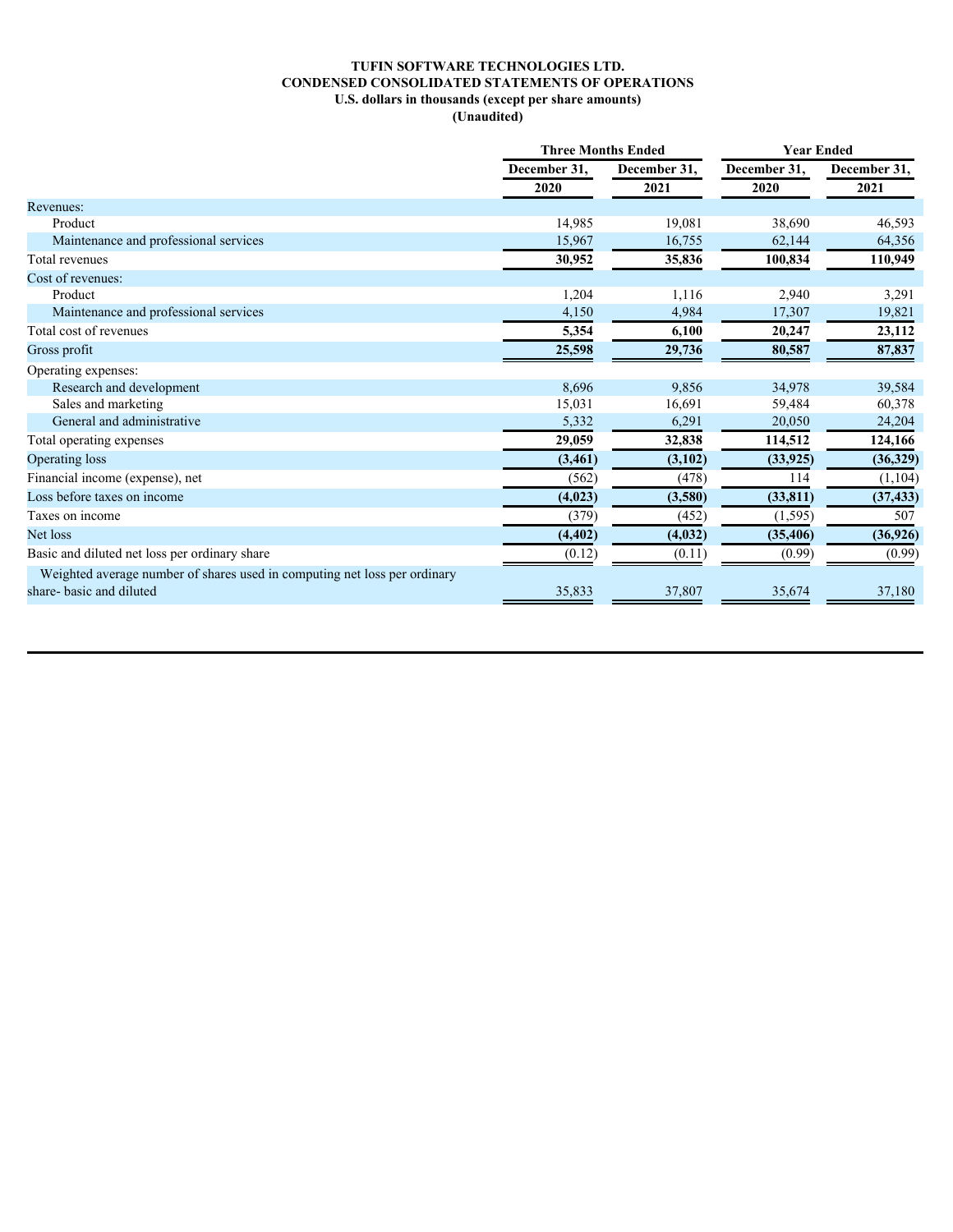**TUFIN SOFTWARE TECHNOLOGIES LTD.**
**CONDENSED CONSOLIDATED STATEMENTS OF OPERATIONS**
**U.S. dollars in thousands (except per share amounts)**
**(Unaudited)**

| | Three Months Ended | | Year Ended | |
|---|---|---|---|---|
| | December 31, 2020 | December 31, 2021 | December 31, 2020 | December 31, 2021 |
| Revenues: | | | | |
| Product | 14,985 | 19,081 | 38,690 | 46,593 |
| Maintenance and professional services | 15,967 | 16,755 | 62,144 | 64,356 |
| Total revenues | **30,952** | **35,836** | **100,834** | **110,949** |
| Cost of revenues: | | | | |
| Product | 1,204 | 1,116 | 2,940 | 3,291 |
| Maintenance and professional services | 4,150 | 4,984 | 17,307 | 19,821 |
| Total cost of revenues | **5,354** | **6,100** | **20,247** | **23,112** |
| Gross profit | **25,598** | **29,736** | **80,587** | **87,837** |
| Operating expenses: | | | | |
| Research and development | 8,696 | 9,856 | 34,978 | 39,584 |
| Sales and marketing | 15,031 | 16,691 | 59,484 | 60,378 |
| General and administrative | 5,332 | 6,291 | 20,050 | 24,204 |
| Total operating expenses | **29,059** | **32,838** | **114,512** | **124,166** |
| Operating loss | **(3,461)** | **(3,102)** | **(33,925)** | **(36,329)** |
| Financial income (expense), net | (562) | (478) | 114 | (1,104) |
| Loss before taxes on income | **(4,023)** | **(3,580)** | **(33,811)** | **(37,433)** |
| Taxes on income | (379) | (452) | (1,595) | 507 |
| Net loss | **(4,402)** | **(4,032)** | **(35,406)** | **(36,926)** |
| Basic and diluted net loss per ordinary share | (0.12) | (0.11) | (0.99) | (0.99) |
| Weighted average number of shares used in computing net loss per ordinary share- basic and diluted | 35,833 | 37,807 | 35,674 | 37,180 |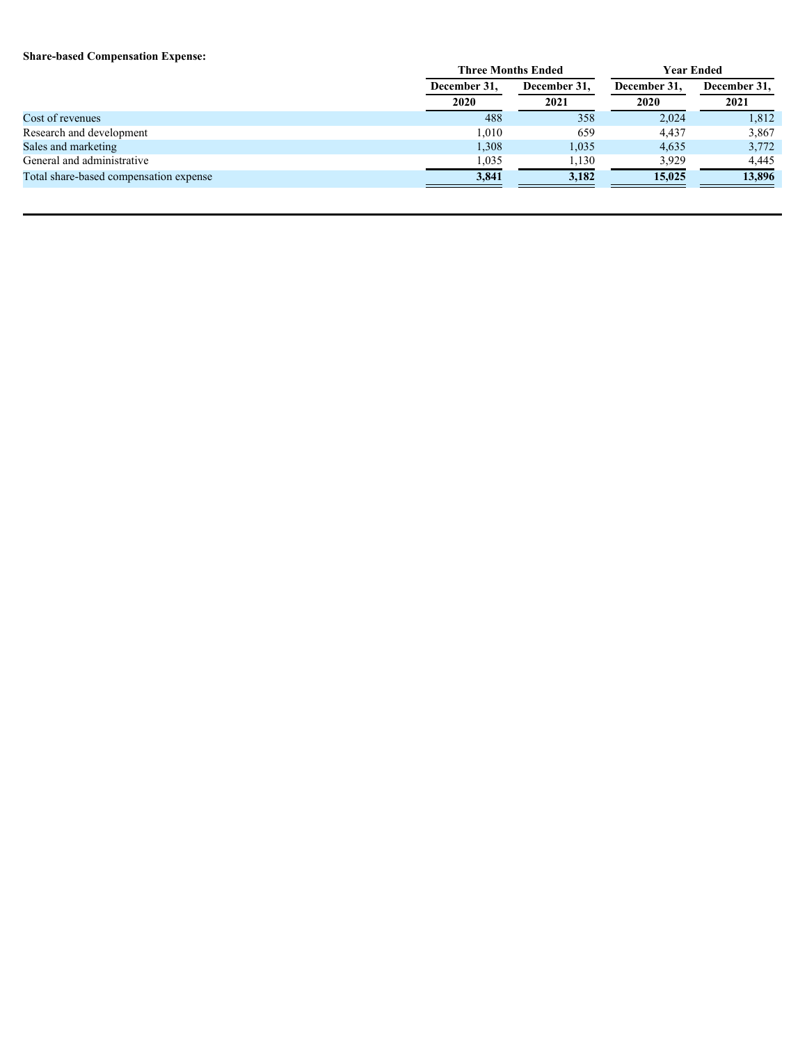**Share-based Compensation Expense:**

| | Three Months Ended | | Year Ended | |
|---|---|---|---|---|
| | December 31, 2020 | December 31, 2021 | December 31, 2020 | December 31, 2021 |
| Cost of revenues | 488 | 358 | 2,024 | 1,812 |
| Research and development | 1,010 | 659 | 4,437 | 3,867 |
| Sales and marketing | 1,308 | 1,035 | 4,635 | 3,772 |
| General and administrative | 1,035 | 1,130 | 3,929 | 4,445 |
| Total share-based compensation expense | **3,841** | **3,182** | **15,025** | **13,896** |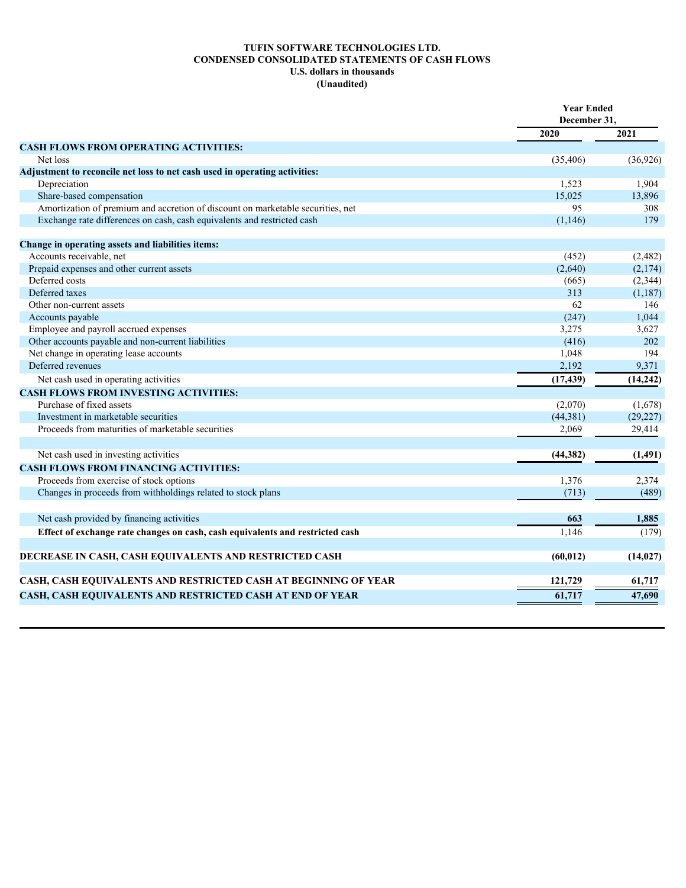# TUFIN SOFTWARE TECHNOLOGIES LTD.
## CONDENSED CONSOLIDATED STATEMENTS OF CASH FLOWS
### U.S. dollars in thousands
### (Unaudited)

| | Year Ended December 31, | |
|---|---|---|
| | **2020** | **2021** |
| **CASH FLOWS FROM OPERATING ACTIVITIES:** | | |
| Net loss | (35,406) | (36,926) |
| **Adjustment to reconcile net loss to net cash used in operating activities:** | | |
| Depreciation | 1,523 | 1,904 |
| Share-based compensation | 15,025 | 13,896 |
| Amortization of premium and accretion of discount on marketable securities, net | 95 | 308 |
| Exchange rate differences on cash, cash equivalents and restricted cash | (1,146) | 179 |
| **Change in operating assets and liabilities items:** | | |
| Accounts receivable, net | (452) | (2,482) |
| Prepaid expenses and other current assets | (2,640) | (2,174) |
| Deferred costs | (665) | (2,344) |
| Deferred taxes | 313 | (1,187) |
| Other non-current assets | 62 | 146 |
| Accounts payable | (247) | 1,044 |
| Employee and payroll accrued expenses | 3,275 | 3,627 |
| Other accounts payable and non-current liabilities | (416) | 202 |
| Net change in operating lease accounts | 1,048 | 194 |
| Deferred revenues | 2,192 | 9,371 |
| Net cash used in operating activities | **(17,439)** | **(14,242)** |
| **CASH FLOWS FROM INVESTING ACTIVITIES:** | | |
| Purchase of fixed assets | (2,070) | (1,678) |
| Investment in marketable securities | (44,381) | (29,227) |
| Proceeds from maturities of marketable securities | 2,069 | 29,414 |
| Net cash used in investing activities | **(44,382)** | **(1,491)** |
| **CASH FLOWS FROM FINANCING ACTIVITIES:** | | |
| Proceeds from exercise of stock options | 1,376 | 2,374 |
| Changes in proceeds from withholdings related to stock plans | (713) | (489) |
| Net cash provided by financing activities | **663** | **1,885** |
| **Effect of exchange rate changes on cash, cash equivalents and restricted cash** | 1,146 | (179) |
| **DECREASE IN CASH, CASH EQUIVALENTS AND RESTRICTED CASH** | **(60,012)** | **(14,027)** |
| **CASH, CASH EQUIVALENTS AND RESTRICTED CASH AT BEGINNING OF YEAR** | **121,729** | **61,717** |
| **CASH, CASH EQUIVALENTS AND RESTRICTED CASH AT END OF YEAR** | **61,717** | **47,690** |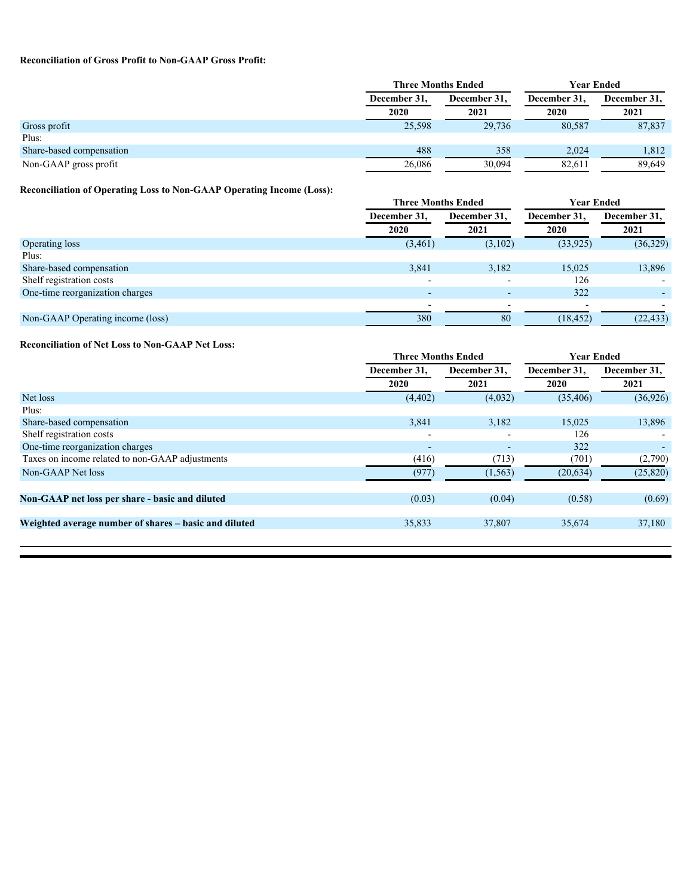**Reconciliation of Gross Profit to Non-GAAP Gross Profit:**

| | Three Months Ended | | Year Ended | |
|---|---|---|---|---|
| | December 31, 2020 | December 31, 2021 | December 31, 2020 | December 31, 2021 |
| Gross profit | 25,598 | 29,736 | 80,587 | 87,837 |
| Plus: | | | | |
| Share-based compensation | 488 | 358 | 2,024 | 1,812 |
| Non-GAAP gross profit | 26,086 | 30,094 | 82,611 | 89,649 |

**Reconciliation of Operating Loss to Non-GAAP Operating Income (Loss):**

| | Three Months Ended | | Year Ended | |
|---|---|---|---|---|
| | December 31, 2020 | December 31, 2021 | December 31, 2020 | December 31, 2021 |
| Operating loss | (3,461) | (3,102) | (33,925) | (36,329) |
| Plus: | | | | |
| Share-based compensation | 3,841 | 3,182 | 15,025 | 13,896 |
| Shelf registration costs | - | - | 126 | - |
| One-time reorganization charges | - | - | 322 | - |
| | - | - | - | - |
| Non-GAAP Operating income (loss) | 380 | 80 | (18,452) | (22,433) |

**Reconciliation of Net Loss to Non-GAAP Net Loss:**

| | Three Months Ended | | Year Ended | |
|---|---|---|---|---|
| | December 31, 2020 | December 31, 2021 | December 31, 2020 | December 31, 2021 |
| Net loss | (4,402) | (4,032) | (35,406) | (36,926) |
| Plus: | | | | |
| Share-based compensation | 3,841 | 3,182 | 15,025 | 13,896 |
| Shelf registration costs | - | - | 126 | - |
| One-time reorganization charges | - | - | 322 | - |
| Taxes on income related to non-GAAP adjustments | (416) | (713) | (701) | (2,790) |
| Non-GAAP Net loss | (977) | (1,563) | (20,634) | (25,820) |
| | | | | |
| **Non-GAAP net loss per share - basic and diluted** | (0.03) | (0.04) | (0.58) | (0.69) |
| | | | | |
| **Weighted average number of shares – basic and diluted** | 35,833 | 37,807 | 35,674 | 37,180 |